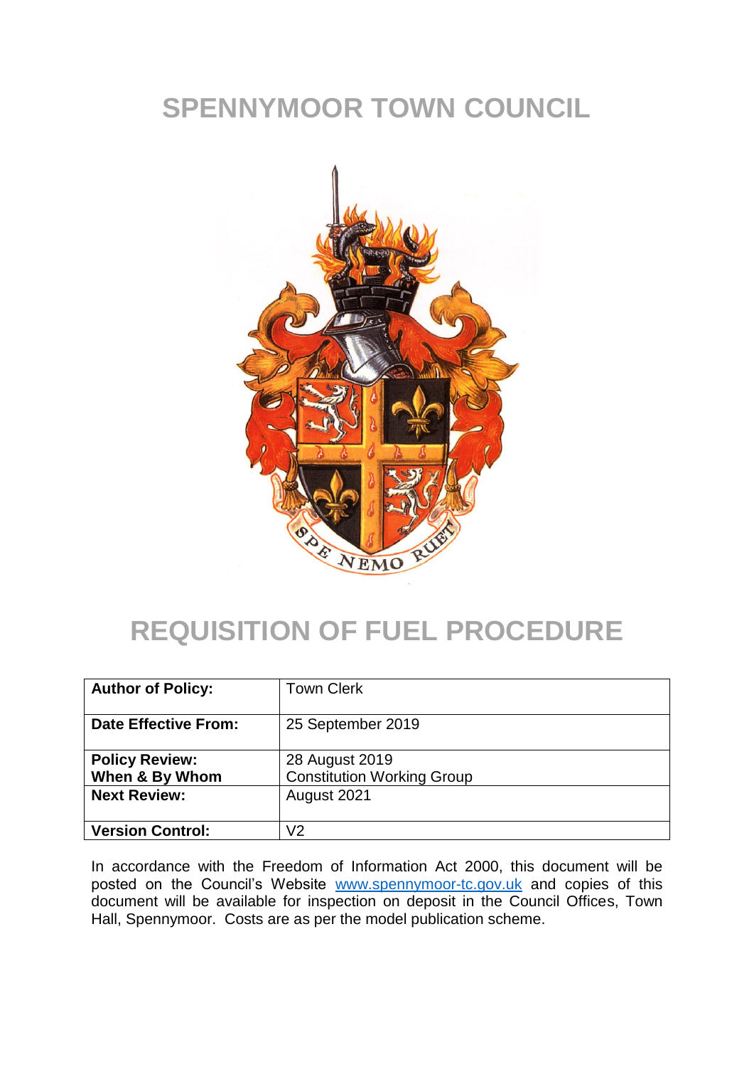# SPENNYMOOR TOWN COUNCIL

# REQUISITION OF FUEL PROCEDURE

| **Author of Policy:** | Town Clerk |
| --- | --- |
| **Date Effective From:** | 25 September 2019 |
| **Policy Review: When & By Whom** | 28 August 2019 Constitution Working Group |
| **Next Review:** | August 2021 |
| **Version Control:** | V2 |

In accordance with the Freedom of Information Act 2000, this document will be posted on the Council's Website [www.spennymoor-tc.gov.uk](http://www.spennymoor-tc.gov.uk) and copies of this document will be available for inspection on deposit in the Council Offices, Town Hall, Spennymoor. Costs are as per the model publication scheme.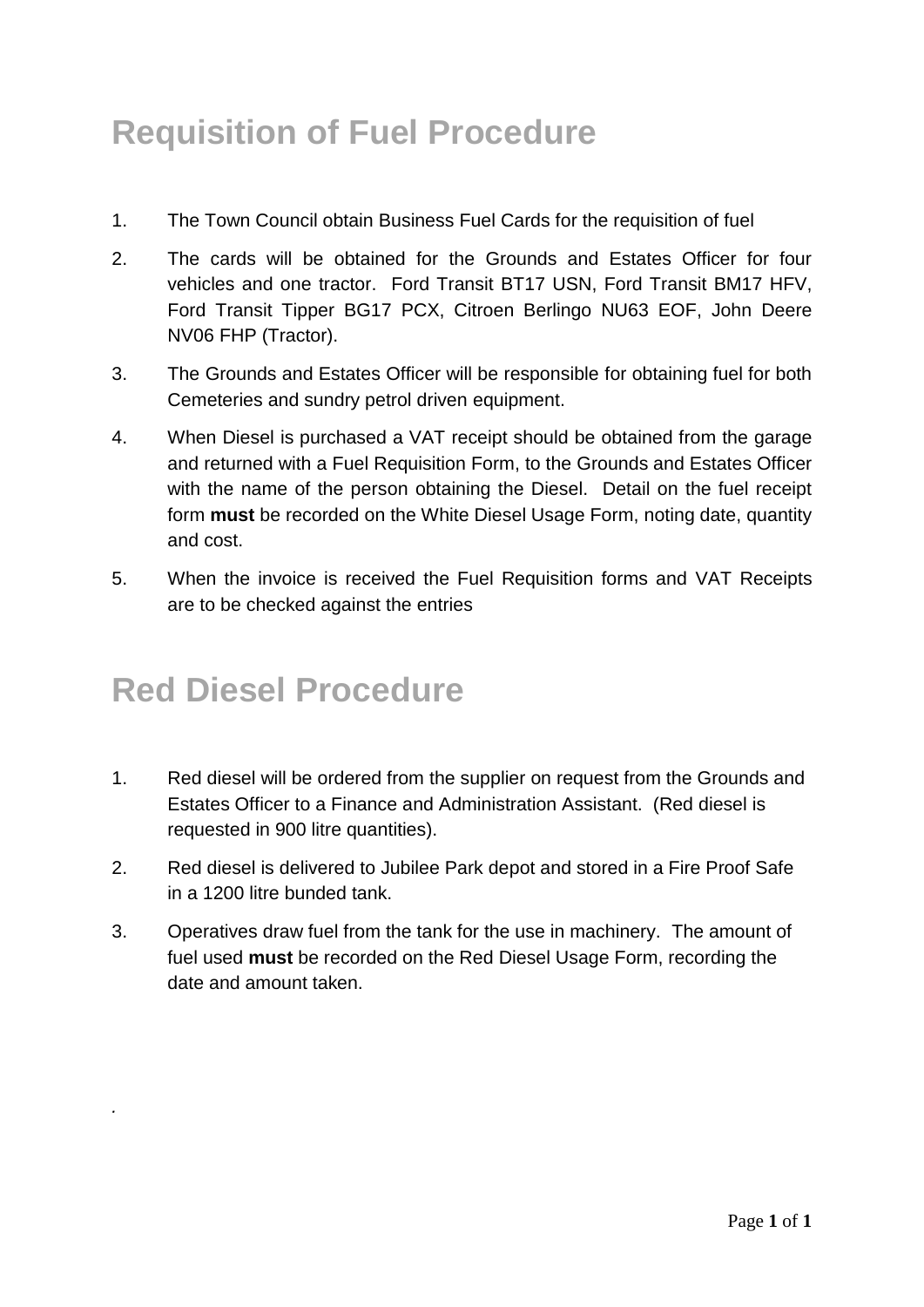# Requisition of Fuel Procedure

1. The Town Council obtain Business Fuel Cards for the requisition of fuel
2. The cards will be obtained for the Grounds and Estates Officer for four vehicles and one tractor. Ford Transit BT17 USN, Ford Transit BM17 HFV, Ford Transit Tipper BG17 PCX, Citroen Berlingo NU63 EOF, John Deere NV06 FHP (Tractor).
3. The Grounds and Estates Officer will be responsible for obtaining fuel for both Cemeteries and sundry petrol driven equipment.
4. When Diesel is purchased a VAT receipt should be obtained from the garage and returned with a Fuel Requisition Form, to the Grounds and Estates Officer with the name of the person obtaining the Diesel. Detail on the fuel receipt form **must** be recorded on the White Diesel Usage Form, noting date, quantity and cost.
5. When the invoice is received the Fuel Requisition forms and VAT Receipts are to be checked against the entries

# Red Diesel Procedure

1. Red diesel will be ordered from the supplier on request from the Grounds and Estates Officer to a Finance and Administration Assistant. (Red diesel is requested in 900 litre quantities).
2. Red diesel is delivered to Jubilee Park depot and stored in a Fire Proof Safe in a 1200 litre bunded tank.
3. Operatives draw fuel from the tank for the use in machinery. The amount of fuel used **must** be recorded on the Red Diesel Usage Form, recording the date and amount taken.

.